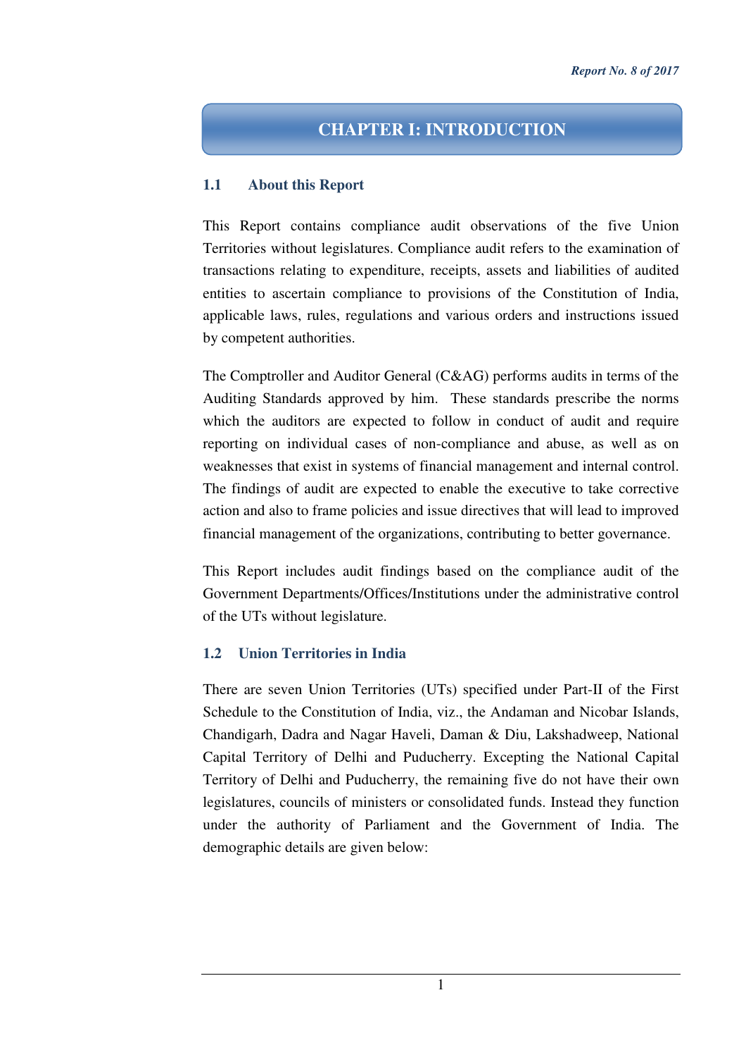# CHAPTER I: INTRODUCTION

## 1.1 About this Report

This Report contains compliance audit observations of the five Union Territories without legislatures. Compliance audit refers to the examination of transactions relating to expenditure, receipts, assets and liabilities of audited entities to ascertain compliance to provisions of the Constitution of India, applicable laws, rules, regulations and various orders and instructions issued by competent authorities.

The Comptroller and Auditor General (C&AG) performs audits in terms of the Auditing Standards approved by him. These standards prescribe the norms which the auditors are expected to follow in conduct of audit and require reporting on individual cases of non-compliance and abuse, as well as on weaknesses that exist in systems of financial management and internal control. The findings of audit are expected to enable the executive to take corrective action and also to frame policies and issue directives that will lead to improved financial management of the organizations, contributing to better governance.

This Report includes audit findings based on the compliance audit of the Government Departments/Offices/Institutions under the administrative control of the UTs without legislature.

## 1.2 Union Territories in India

There are seven Union Territories (UTs) specified under Part-II of the First Schedule to the Constitution of India, viz., the Andaman and Nicobar Islands, Chandigarh, Dadra and Nagar Haveli, Daman & Diu, Lakshadweep, National Capital Territory of Delhi and Puducherry. Excepting the National Capital Territory of Delhi and Puducherry, the remaining five do not have their own legislatures, councils of ministers or consolidated funds. Instead they function under the authority of Parliament and the Government of India. The demographic details are given below: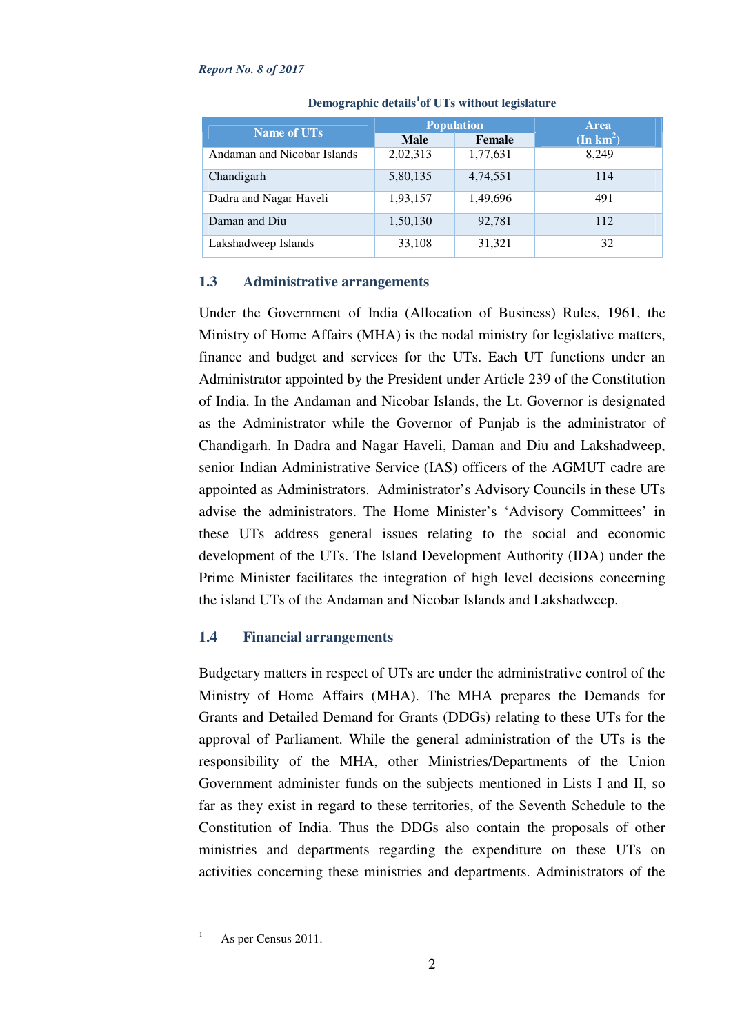**Demographic details[1] of UTs without legislature**

| Name of UTs | Population | | Area (In km$^2$) |
|---|---|---|---|
| | Male | Female | |
| Andaman and Nicobar Islands | 2,02,313 | 1,77,631 | 8,249 |
| Chandigarh | 5,80,135 | 4,74,551 | 114 |
| Dadra and Nagar Haveli | 1,93,157 | 1,49,696 | 491 |
| Daman and Diu | 1,50,130 | 92,781 | 112 |
| Lakshadweep Islands | 33,108 | 31,321 | 32 |

## 1.3 Administrative arrangements

Under the Government of India (Allocation of Business) Rules, 1961, the Ministry of Home Affairs (MHA) is the nodal ministry for legislative matters, finance and budget and services for the UTs. Each UT functions under an Administrator appointed by the President under Article 239 of the Constitution of India. In the Andaman and Nicobar Islands, the Lt. Governor is designated as the Administrator while the Governor of Punjab is the administrator of Chandigarh. In Dadra and Nagar Haveli, Daman and Diu and Lakshadweep, senior Indian Administrative Service (IAS) officers of the AGMUT cadre are appointed as Administrators. Administrator's Advisory Councils in these UTs advise the administrators. The Home Minister's 'Advisory Committees' in these UTs address general issues relating to the social and economic development of the UTs. The Island Development Authority (IDA) under the Prime Minister facilitates the integration of high level decisions concerning the island UTs of the Andaman and Nicobar Islands and Lakshadweep.

## 1.4 Financial arrangements

Budgetary matters in respect of UTs are under the administrative control of the Ministry of Home Affairs (MHA). The MHA prepares the Demands for Grants and Detailed Demand for Grants (DDGs) relating to these UTs for the approval of Parliament. While the general administration of the UTs is the responsibility of the MHA, other Ministries/Departments of the Union Government administer funds on the subjects mentioned in Lists I and II, so far as they exist in regard to these territories, of the Seventh Schedule to the Constitution of India. Thus the DDGs also contain the proposals of other ministries and departments regarding the expenditure on these UTs on activities concerning these ministries and departments. Administrators of the

---

[1] As per Census 2011.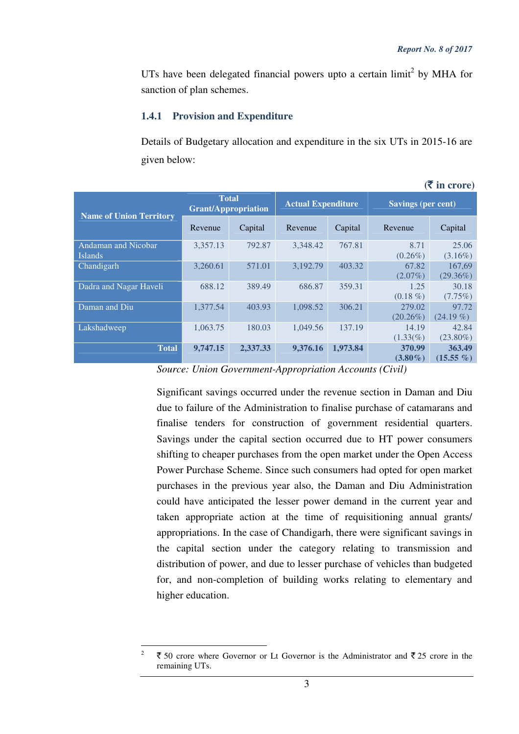UTs have been delegated financial powers upto a certain limit[2] by MHA for sanction of plan schemes.

### 1.4.1 Provision and Expenditure

Details of Budgetary allocation and expenditure in the six UTs in 2015-16 are given below:

**(₹ in crore)**

| Name of Union Territory | Total Grant/Appropriation | | Actual Expenditure | | Savings (per cent) | |
|---|---|---|---|---|---|---|
| | Revenue | Capital | Revenue | Capital | Revenue | Capital |
| Andaman and Nicobar Islands | 3,357.13 | 792.87 | 3,348.42 | 767.81 | 8.71 (0.26%) | 25.06 (3.16%) |
| Chandigarh | 3,260.61 | 571.01 | 3,192.79 | 403.32 | 67.82 (2.07%) | 167,69 (29.36%) |
| Dadra and Nagar Haveli | 688.12 | 389.49 | 686.87 | 359.31 | 1.25 (0.18 %) | 30.18 (7.75%) |
| Daman and Diu | 1,377.54 | 403.93 | 1,098.52 | 306.21 | 279.02 (20.26%) | 97.72 (24.19 %) |
| Lakshadweep | 1,063.75 | 180.03 | 1,049.56 | 137.19 | 14.19 (1.33(%) | 42.84 (23.80%) |
| **Total** | **9,747.15** | **2,337.33** | **9,376.16** | **1,973.84** | **370.99 (3.80%)** | **363.49 (15.55 %)** |

*Source: Union Government-Appropriation Accounts (Civil)*

Significant savings occurred under the revenue section in Daman and Diu due to failure of the Administration to finalise purchase of catamarans and finalise tenders for construction of government residential quarters. Savings under the capital section occurred due to HT power consumers shifting to cheaper purchases from the open market under the Open Access Power Purchase Scheme. Since such consumers had opted for open market purchases in the previous year also, the Daman and Diu Administration could have anticipated the lesser power demand in the current year and taken appropriate action at the time of requisitioning annual grants/ appropriations. In the case of Chandigarh, there were significant savings in the capital section under the category relating to transmission and distribution of power, and due to lesser purchase of vehicles than budgeted for, and non-completion of building works relating to elementary and higher education.

---

[2] ₹ 50 crore where Governor or Lt Governor is the Administrator and ₹ 25 crore in the remaining UTs.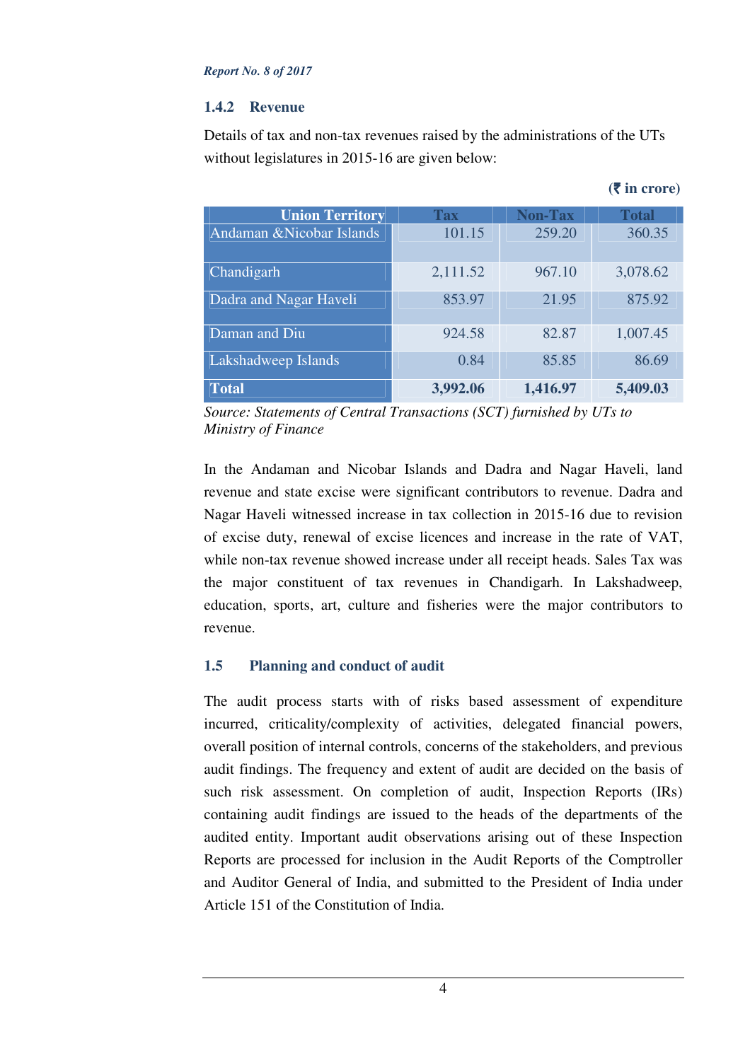### 1.4.2 Revenue

Details of tax and non-tax revenues raised by the administrations of the UTs without legislatures in 2015-16 are given below:

**(₹ in crore)**

| Union Territory | Tax | Non-Tax | Total |
|---|---|---|---|
| Andaman &Nicobar Islands | 101.15 | 259.20 | 360.35 |
| Chandigarh | 2,111.52 | 967.10 | 3,078.62 |
| Dadra and Nagar Haveli | 853.97 | 21.95 | 875.92 |
| Daman and Diu | 924.58 | 82.87 | 1,007.45 |
| Lakshadweep Islands | 0.84 | 85.85 | 86.69 |
| **Total** | **3,992.06** | **1,416.97** | **5,409.03** |

*Source: Statements of Central Transactions (SCT) furnished by UTs to Ministry of Finance*

In the Andaman and Nicobar Islands and Dadra and Nagar Haveli, land revenue and state excise were significant contributors to revenue. Dadra and Nagar Haveli witnessed increase in tax collection in 2015-16 due to revision of excise duty, renewal of excise licences and increase in the rate of VAT, while non-tax revenue showed increase under all receipt heads. Sales Tax was the major constituent of tax revenues in Chandigarh. In Lakshadweep, education, sports, art, culture and fisheries were the major contributors to revenue.

## 1.5 Planning and conduct of audit

The audit process starts with of risks based assessment of expenditure incurred, criticality/complexity of activities, delegated financial powers, overall position of internal controls, concerns of the stakeholders, and previous audit findings. The frequency and extent of audit are decided on the basis of such risk assessment. On completion of audit, Inspection Reports (IRs) containing audit findings are issued to the heads of the departments of the audited entity. Important audit observations arising out of these Inspection Reports are processed for inclusion in the Audit Reports of the Comptroller and Auditor General of India, and submitted to the President of India under Article 151 of the Constitution of India.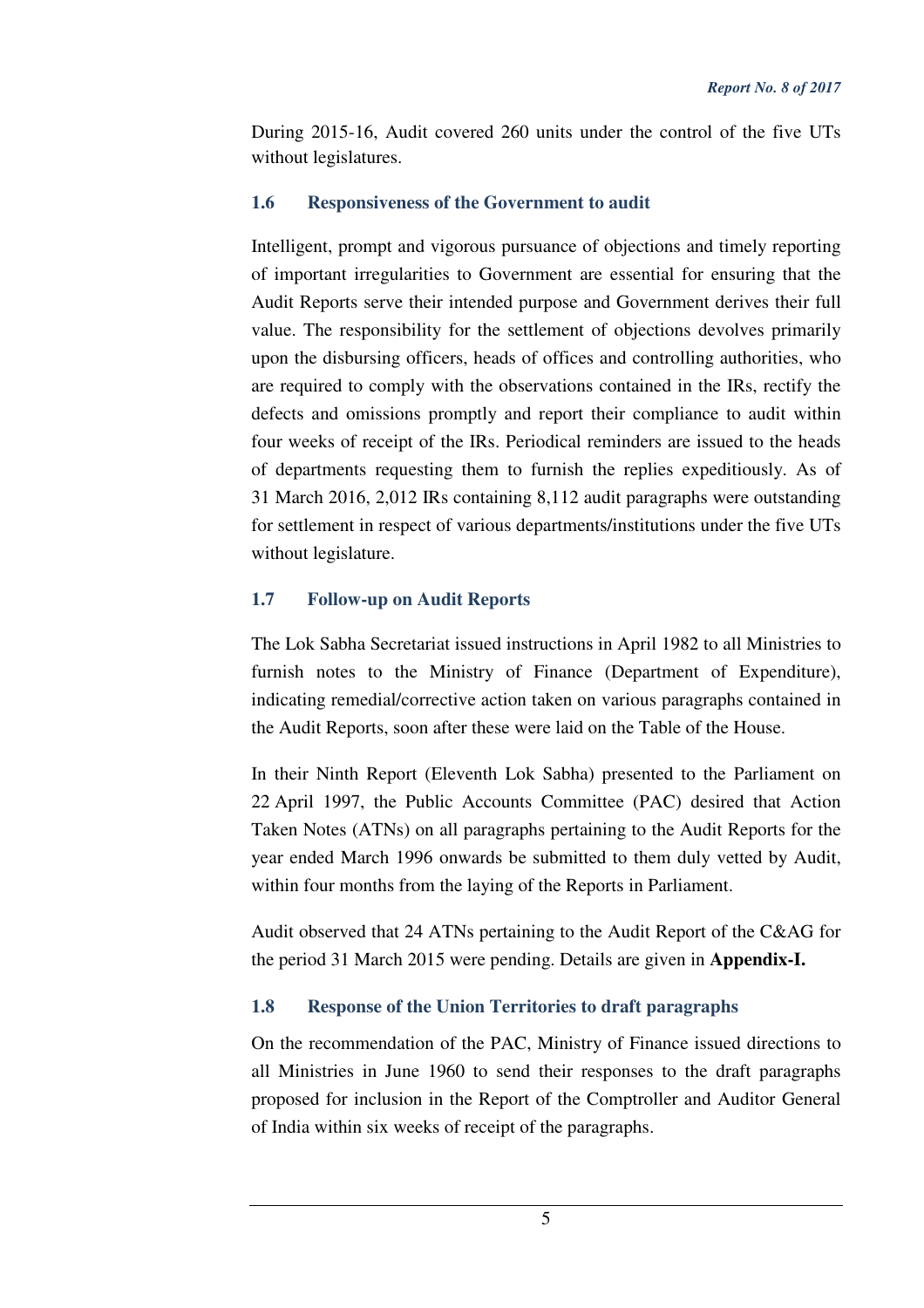During 2015-16, Audit covered 260 units under the control of the five UTs without legislatures.

### 1.6 Responsiveness of the Government to audit

Intelligent, prompt and vigorous pursuance of objections and timely reporting of important irregularities to Government are essential for ensuring that the Audit Reports serve their intended purpose and Government derives their full value. The responsibility for the settlement of objections devolves primarily upon the disbursing officers, heads of offices and controlling authorities, who are required to comply with the observations contained in the IRs, rectify the defects and omissions promptly and report their compliance to audit within four weeks of receipt of the IRs. Periodical reminders are issued to the heads of departments requesting them to furnish the replies expeditiously. As of 31 March 2016, 2,012 IRs containing 8,112 audit paragraphs were outstanding for settlement in respect of various departments/institutions under the five UTs without legislature.

### 1.7 Follow-up on Audit Reports

The Lok Sabha Secretariat issued instructions in April 1982 to all Ministries to furnish notes to the Ministry of Finance (Department of Expenditure), indicating remedial/corrective action taken on various paragraphs contained in the Audit Reports, soon after these were laid on the Table of the House.

In their Ninth Report (Eleventh Lok Sabha) presented to the Parliament on 22 April 1997, the Public Accounts Committee (PAC) desired that Action Taken Notes (ATNs) on all paragraphs pertaining to the Audit Reports for the year ended March 1996 onwards be submitted to them duly vetted by Audit, within four months from the laying of the Reports in Parliament.

Audit observed that 24 ATNs pertaining to the Audit Report of the C&AG for the period 31 March 2015 were pending. Details are given in **Appendix-I.**

### 1.8 Response of the Union Territories to draft paragraphs

On the recommendation of the PAC, Ministry of Finance issued directions to all Ministries in June 1960 to send their responses to the draft paragraphs proposed for inclusion in the Report of the Comptroller and Auditor General of India within six weeks of receipt of the paragraphs.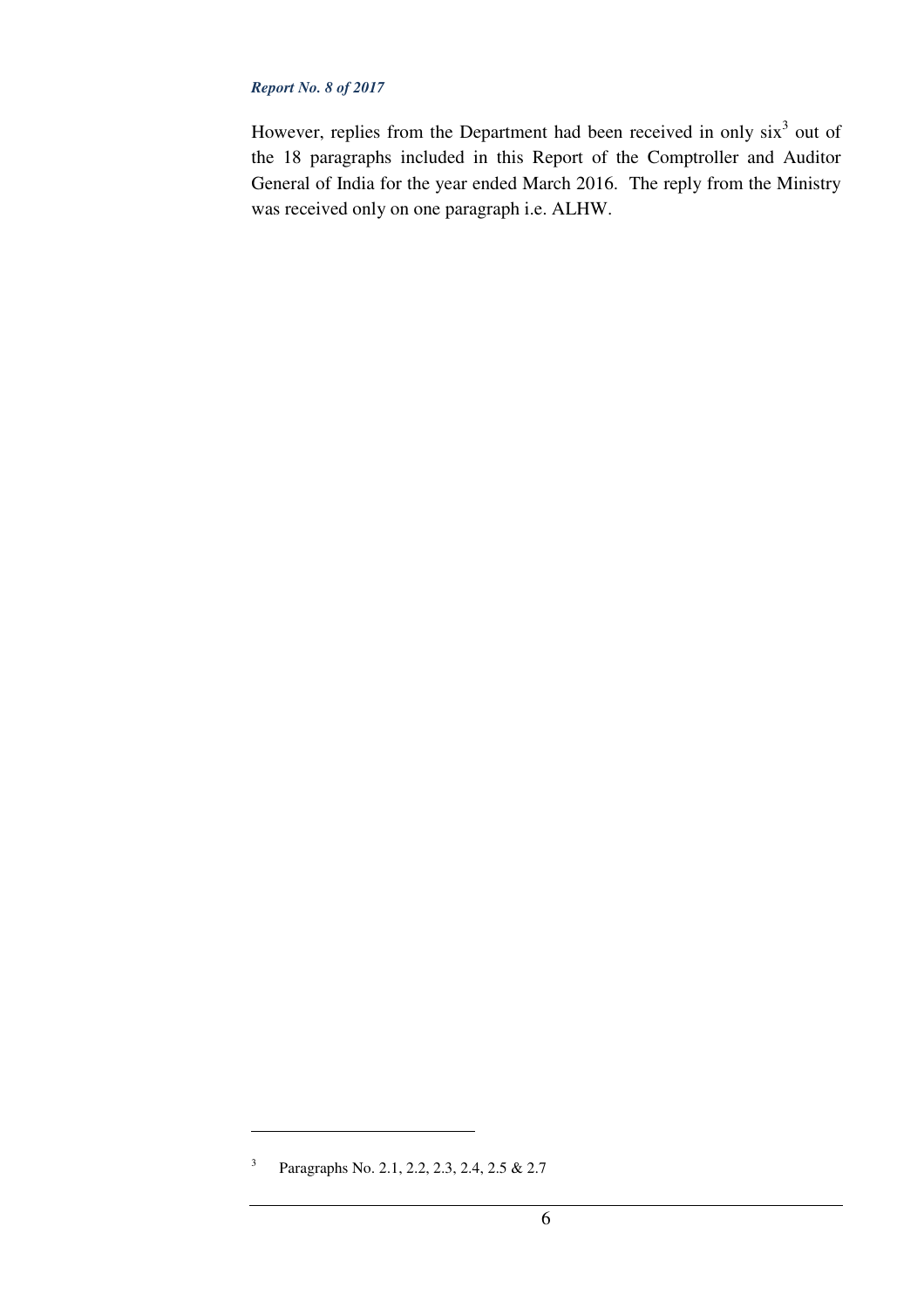However, replies from the Department had been received in only six[3] out of the 18 paragraphs included in this Report of the Comptroller and Auditor General of India for the year ended March 2016. The reply from the Ministry was received only on one paragraph i.e. ALHW.

---

[3] Paragraphs No. 2.1, 2.2, 2.3, 2.4, 2.5 & 2.7